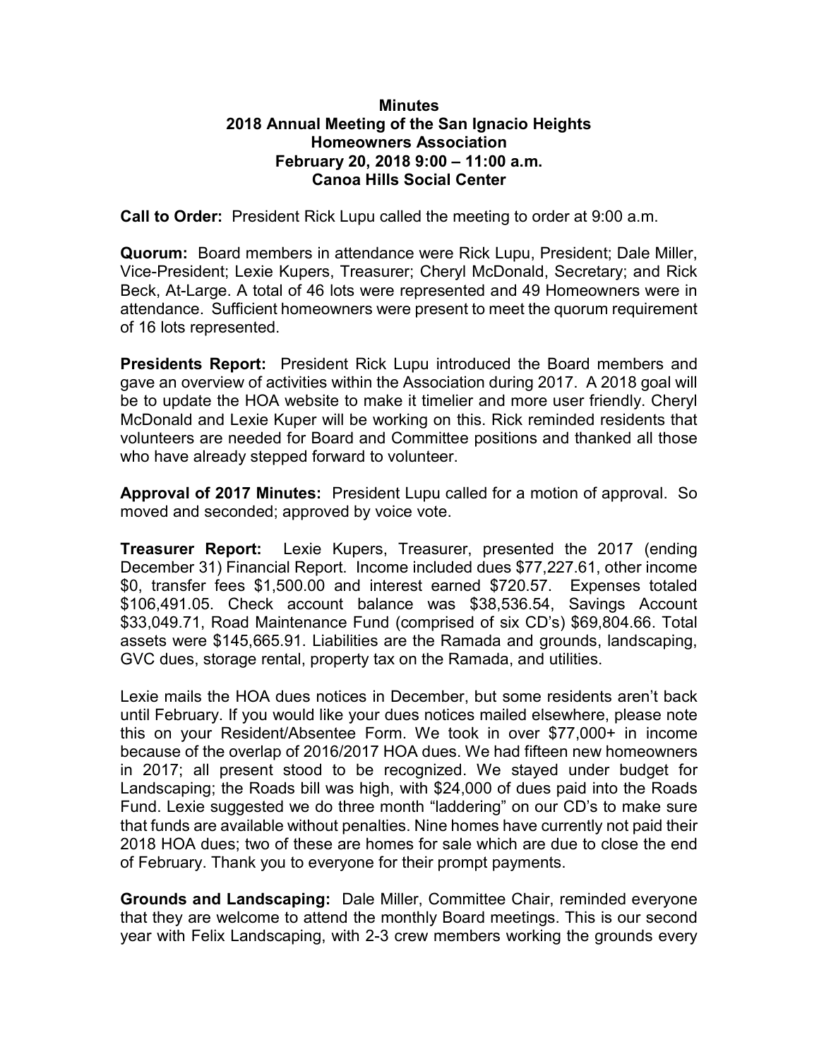**Minutes**
**2018 Annual Meeting of the San Ignacio Heights Homeowners Association**
**February 20, 2018 9:00 – 11:00 a.m.**
**Canoa Hills Social Center**

**Call to Order:** President Rick Lupu called the meeting to order at 9:00 a.m.

**Quorum:** Board members in attendance were Rick Lupu, President; Dale Miller, Vice-President; Lexie Kupers, Treasurer; Cheryl McDonald, Secretary; and Rick Beck, At-Large. A total of 46 lots were represented and 49 Homeowners were in attendance. Sufficient homeowners were present to meet the quorum requirement of 16 lots represented.

**Presidents Report:** President Rick Lupu introduced the Board members and gave an overview of activities within the Association during 2017. A 2018 goal will be to update the HOA website to make it timelier and more user friendly. Cheryl McDonald and Lexie Kuper will be working on this. Rick reminded residents that volunteers are needed for Board and Committee positions and thanked all those who have already stepped forward to volunteer.

**Approval of 2017 Minutes:** President Lupu called for a motion of approval. So moved and seconded; approved by voice vote.

**Treasurer Report:** Lexie Kupers, Treasurer, presented the 2017 (ending December 31) Financial Report. Income included dues $77,227.61, other income $0, transfer fees $1,500.00 and interest earned $720.57. Expenses totaled $106,491.05. Check account balance was $38,536.54, Savings Account $33,049.71, Road Maintenance Fund (comprised of six CD's) $69,804.66. Total assets were $145,665.91. Liabilities are the Ramada and grounds, landscaping, GVC dues, storage rental, property tax on the Ramada, and utilities.

Lexie mails the HOA dues notices in December, but some residents aren't back until February. If you would like your dues notices mailed elsewhere, please note this on your Resident/Absentee Form. We took in over $77,000+ in income because of the overlap of 2016/2017 HOA dues. We had fifteen new homeowners in 2017; all present stood to be recognized. We stayed under budget for Landscaping; the Roads bill was high, with $24,000 of dues paid into the Roads Fund. Lexie suggested we do three month "laddering" on our CD's to make sure that funds are available without penalties. Nine homes have currently not paid their 2018 HOA dues; two of these are homes for sale which are due to close the end of February. Thank you to everyone for their prompt payments.

**Grounds and Landscaping:** Dale Miller, Committee Chair, reminded everyone that they are welcome to attend the monthly Board meetings. This is our second year with Felix Landscaping, with 2-3 crew members working the grounds every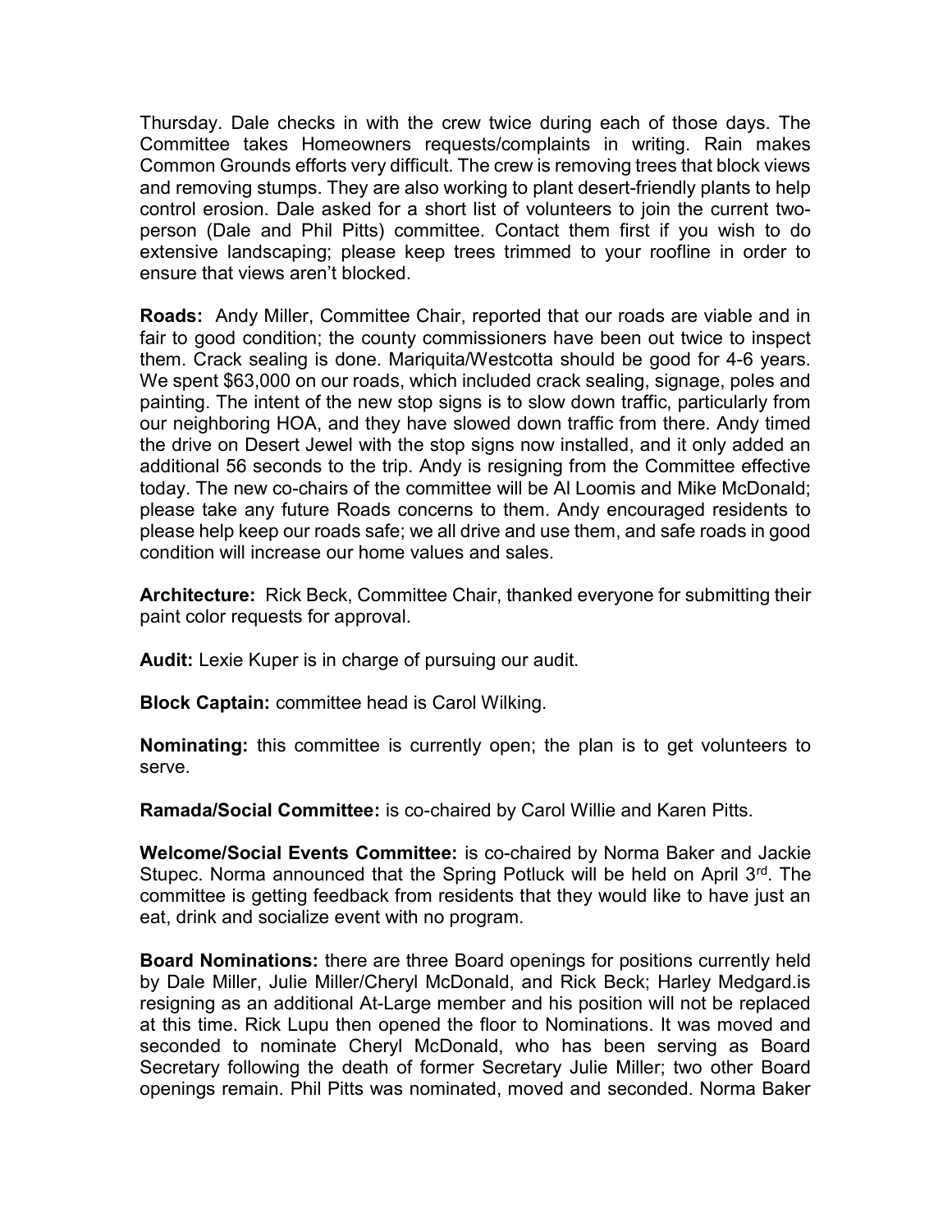Thursday. Dale checks in with the crew twice during each of those days. The Committee takes Homeowners requests/complaints in writing. Rain makes Common Grounds efforts very difficult. The crew is removing trees that block views and removing stumps. They are also working to plant desert-friendly plants to help control erosion. Dale asked for a short list of volunteers to join the current two-person (Dale and Phil Pitts) committee. Contact them first if you wish to do extensive landscaping; please keep trees trimmed to your roofline in order to ensure that views aren't blocked.

**Roads:** Andy Miller, Committee Chair, reported that our roads are viable and in fair to good condition; the county commissioners have been out twice to inspect them. Crack sealing is done. Mariquita/Westcotta should be good for 4-6 years. We spent $63,000 on our roads, which included crack sealing, signage, poles and painting. The intent of the new stop signs is to slow down traffic, particularly from our neighboring HOA, and they have slowed down traffic from there. Andy timed the drive on Desert Jewel with the stop signs now installed, and it only added an additional 56 seconds to the trip. Andy is resigning from the Committee effective today. The new co-chairs of the committee will be Al Loomis and Mike McDonald; please take any future Roads concerns to them. Andy encouraged residents to please help keep our roads safe; we all drive and use them, and safe roads in good condition will increase our home values and sales.

**Architecture:** Rick Beck, Committee Chair, thanked everyone for submitting their paint color requests for approval.

**Audit:** Lexie Kuper is in charge of pursuing our audit.

**Block Captain:** committee head is Carol Wilking.

**Nominating:** this committee is currently open; the plan is to get volunteers to serve.

**Ramada/Social Committee:** is co-chaired by Carol Willie and Karen Pitts.

**Welcome/Social Events Committee:** is co-chaired by Norma Baker and Jackie Stupec. Norma announced that the Spring Potluck will be held on April 3rd. The committee is getting feedback from residents that they would like to have just an eat, drink and socialize event with no program.

**Board Nominations:** there are three Board openings for positions currently held by Dale Miller, Julie Miller/Cheryl McDonald, and Rick Beck; Harley Medgard.is resigning as an additional At-Large member and his position will not be replaced at this time. Rick Lupu then opened the floor to Nominations. It was moved and seconded to nominate Cheryl McDonald, who has been serving as Board Secretary following the death of former Secretary Julie Miller; two other Board openings remain. Phil Pitts was nominated, moved and seconded. Norma Baker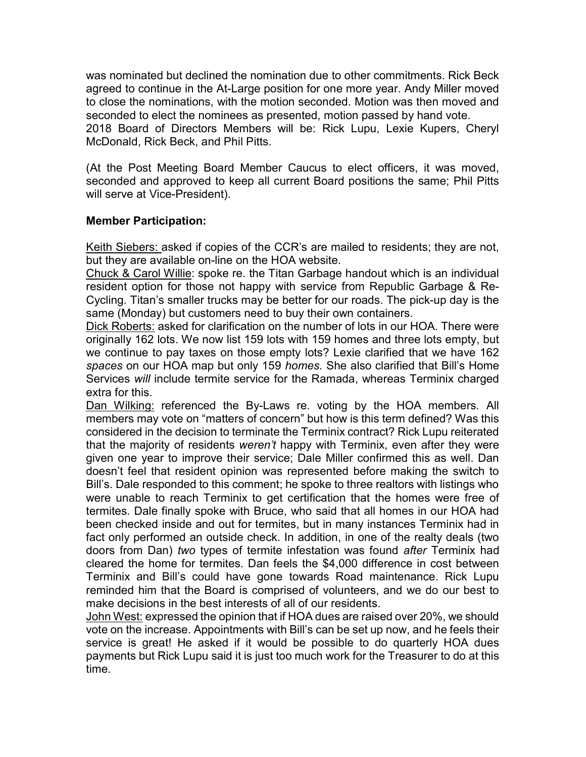was nominated but declined the nomination due to other commitments. Rick Beck agreed to continue in the At-Large position for one more year. Andy Miller moved to close the nominations, with the motion seconded. Motion was then moved and seconded to elect the nominees as presented, motion passed by hand vote.
2018 Board of Directors Members will be: Rick Lupu, Lexie Kupers, Cheryl McDonald, Rick Beck, and Phil Pitts.

(At the Post Meeting Board Member Caucus to elect officers, it was moved, seconded and approved to keep all current Board positions the same; Phil Pitts will serve at Vice-President).

**Member Participation:**

<u>Keith Siebers:</u> asked if copies of the CCR's are mailed to residents; they are not, but they are available on-line on the HOA website.
<u>Chuck & Carol Willie</u>: spoke re. the Titan Garbage handout which is an individual resident option for those not happy with service from Republic Garbage & Re-Cycling. Titan's smaller trucks may be better for our roads. The pick-up day is the same (Monday) but customers need to buy their own containers.
<u>Dick Roberts:</u> asked for clarification on the number of lots in our HOA. There were originally 162 lots. We now list 159 lots with 159 homes and three lots empty, but we continue to pay taxes on those empty lots? Lexie clarified that we have 162 *spaces* on our HOA map but only 159 *homes.* She also clarified that Bill's Home Services *will* include termite service for the Ramada, whereas Terminix charged extra for this.
<u>Dan Wilking:</u> referenced the By-Laws re. voting by the HOA members. All members may vote on "matters of concern" but how is this term defined? Was this considered in the decision to terminate the Terminix contract? Rick Lupu reiterated that the majority of residents *weren't* happy with Terminix, even after they were given one year to improve their service; Dale Miller confirmed this as well. Dan doesn't feel that resident opinion was represented before making the switch to Bill's. Dale responded to this comment; he spoke to three realtors with listings who were unable to reach Terminix to get certification that the homes were free of termites. Dale finally spoke with Bruce, who said that all homes in our HOA had been checked inside and out for termites, but in many instances Terminix had in fact only performed an outside check. In addition, in one of the realty deals (two doors from Dan) *two* types of termite infestation was found *after* Terminix had cleared the home for termites. Dan feels the $4,000 difference in cost between Terminix and Bill's could have gone towards Road maintenance. Rick Lupu reminded him that the Board is comprised of volunteers, and we do our best to make decisions in the best interests of all of our residents.
<u>John West:</u> expressed the opinion that if HOA dues are raised over 20%, we should vote on the increase. Appointments with Bill's can be set up now, and he feels their service is great! He asked if it would be possible to do quarterly HOA dues payments but Rick Lupu said it is just too much work for the Treasurer to do at this time.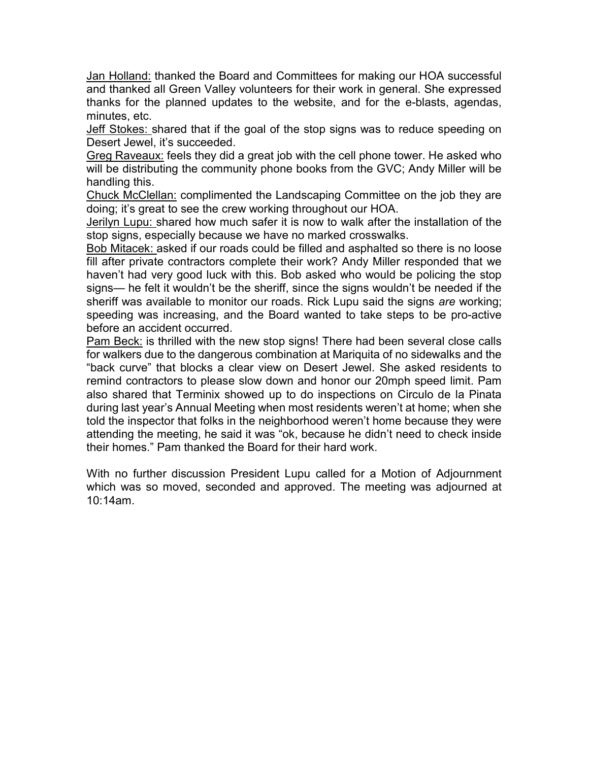<u>Jan Holland:</u> thanked the Board and Committees for making our HOA successful and thanked all Green Valley volunteers for their work in general. She expressed thanks for the planned updates to the website, and for the e-blasts, agendas, minutes, etc.

<u>Jeff Stokes:</u> shared that if the goal of the stop signs was to reduce speeding on Desert Jewel, it's succeeded.

<u>Greg Raveaux:</u> feels they did a great job with the cell phone tower. He asked who will be distributing the community phone books from the GVC; Andy Miller will be handling this.

<u>Chuck McClellan:</u> complimented the Landscaping Committee on the job they are doing; it's great to see the crew working throughout our HOA.

<u>Jerilyn Lupu:</u> shared how much safer it is now to walk after the installation of the stop signs, especially because we have no marked crosswalks.

<u>Bob Mitacek:</u> asked if our roads could be filled and asphalted so there is no loose fill after private contractors complete their work? Andy Miller responded that we haven't had very good luck with this. Bob asked who would be policing the stop signs— he felt it wouldn't be the sheriff, since the signs wouldn't be needed if the sheriff was available to monitor our roads. Rick Lupu said the signs *are* working; speeding was increasing, and the Board wanted to take steps to be pro-active before an accident occurred.

<u>Pam Beck:</u> is thrilled with the new stop signs! There had been several close calls for walkers due to the dangerous combination at Mariquita of no sidewalks and the "back curve" that blocks a clear view on Desert Jewel. She asked residents to remind contractors to please slow down and honor our 20mph speed limit. Pam also shared that Terminix showed up to do inspections on Circulo de la Pinata during last year's Annual Meeting when most residents weren't at home; when she told the inspector that folks in the neighborhood weren't home because they were attending the meeting, he said it was "ok, because he didn't need to check inside their homes." Pam thanked the Board for their hard work.

With no further discussion President Lupu called for a Motion of Adjournment which was so moved, seconded and approved. The meeting was adjourned at 10:14am.